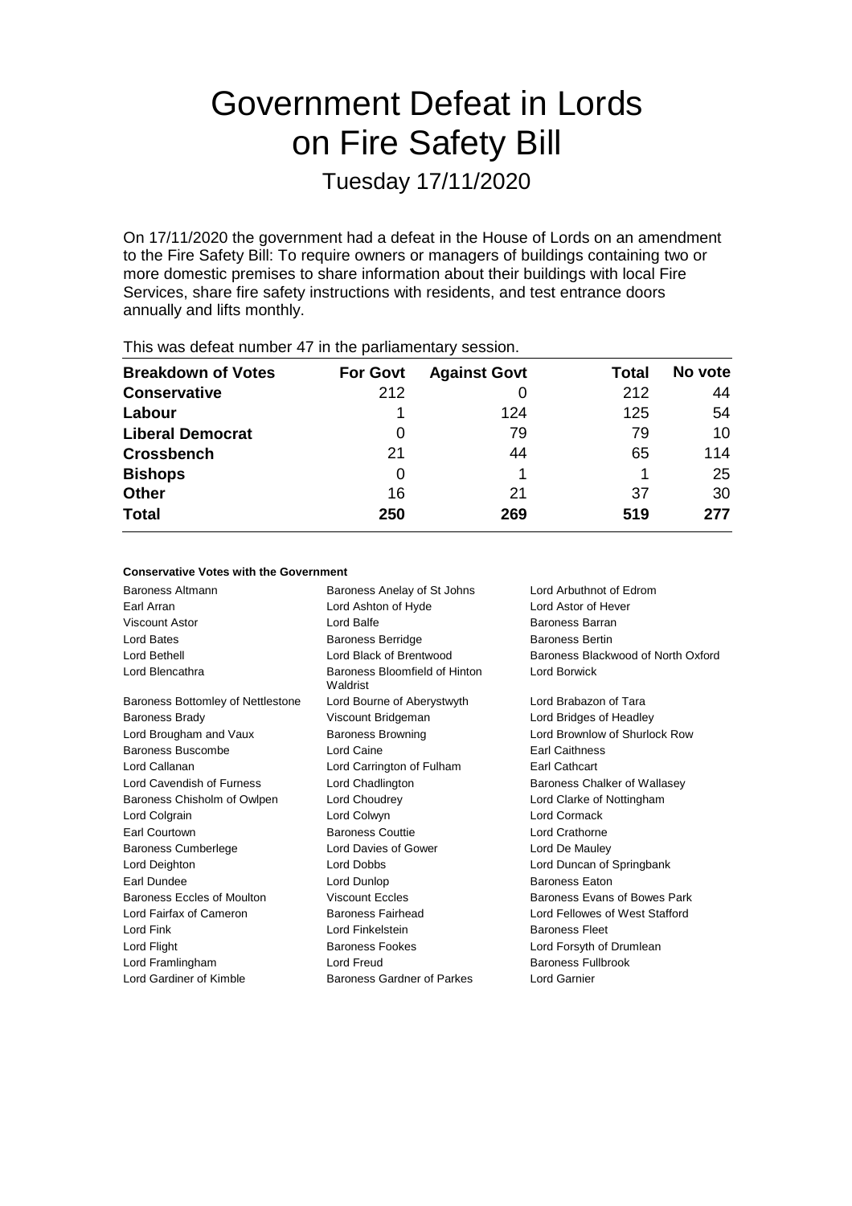# Government Defeat in Lords on Fire Safety Bill

## Tuesday 17/11/2020

On 17/11/2020 the government had a defeat in the House of Lords on an amendment to the Fire Safety Bill: To require owners or managers of buildings containing two or more domestic premises to share information about their buildings with local Fire Services, share fire safety instructions with residents, and test entrance doors annually and lifts monthly.

This was defeat number 47 in the parliamentary session.

| Breakdown of Votes | For Govt | Against Govt | Total | No vote |
|---|---|---|---|---|
| **Conservative** | 212 | 0 | 212 | 44 |
| **Labour** | 1 | 124 | 125 | 54 |
| **Liberal Democrat** | 0 | 79 | 79 | 10 |
| **Crossbench** | 21 | 44 | 65 | 114 |
| **Bishops** | 0 | 1 | 1 | 25 |
| **Other** | 16 | 21 | 37 | 30 |
| **Total** | **250** | **269** | **519** | **277** |

### Conservative Votes with the Government

| | | |
|---|---|---|
| Baroness Altmann | Baroness Anelay of St Johns | Lord Arbuthnot of Edrom |
| Earl Arran | Lord Ashton of Hyde | Lord Astor of Hever |
| Viscount Astor | Lord Balfe | Baroness Barran |
| Lord Bates | Baroness Berridge | Baroness Bertin |
| Lord Bethell | Lord Black of Brentwood | Baroness Blackwood of North Oxford |
| Lord Blencathra | Baroness Bloomfield of Hinton Waldrist | Lord Borwick |
| Baroness Bottomley of Nettlestone | Lord Bourne of Aberystwyth | Lord Brabazon of Tara |
| Baroness Brady | Viscount Bridgeman | Lord Bridges of Headley |
| Lord Brougham and Vaux | Baroness Browning | Lord Brownlow of Shurlock Row |
| Baroness Buscombe | Lord Caine | Earl Caithness |
| Lord Callanan | Lord Carrington of Fulham | Earl Cathcart |
| Lord Cavendish of Furness | Lord Chadlington | Baroness Chalker of Wallasey |
| Baroness Chisholm of Owlpen | Lord Choudrey | Lord Clarke of Nottingham |
| Lord Colgrain | Lord Colwyn | Lord Cormack |
| Earl Courtown | Baroness Couttie | Lord Crathorne |
| Baroness Cumberlege | Lord Davies of Gower | Lord De Mauley |
| Lord Deighton | Lord Dobbs | Lord Duncan of Springbank |
| Earl Dundee | Lord Dunlop | Baroness Eaton |
| Baroness Eccles of Moulton | Viscount Eccles | Baroness Evans of Bowes Park |
| Lord Fairfax of Cameron | Baroness Fairhead | Lord Fellowes of West Stafford |
| Lord Fink | Lord Finkelstein | Baroness Fleet |
| Lord Flight | Baroness Fookes | Lord Forsyth of Drumlean |
| Lord Framlingham | Lord Freud | Baroness Fullbrook |
| Lord Gardiner of Kimble | Baroness Gardner of Parkes | Lord Garnier |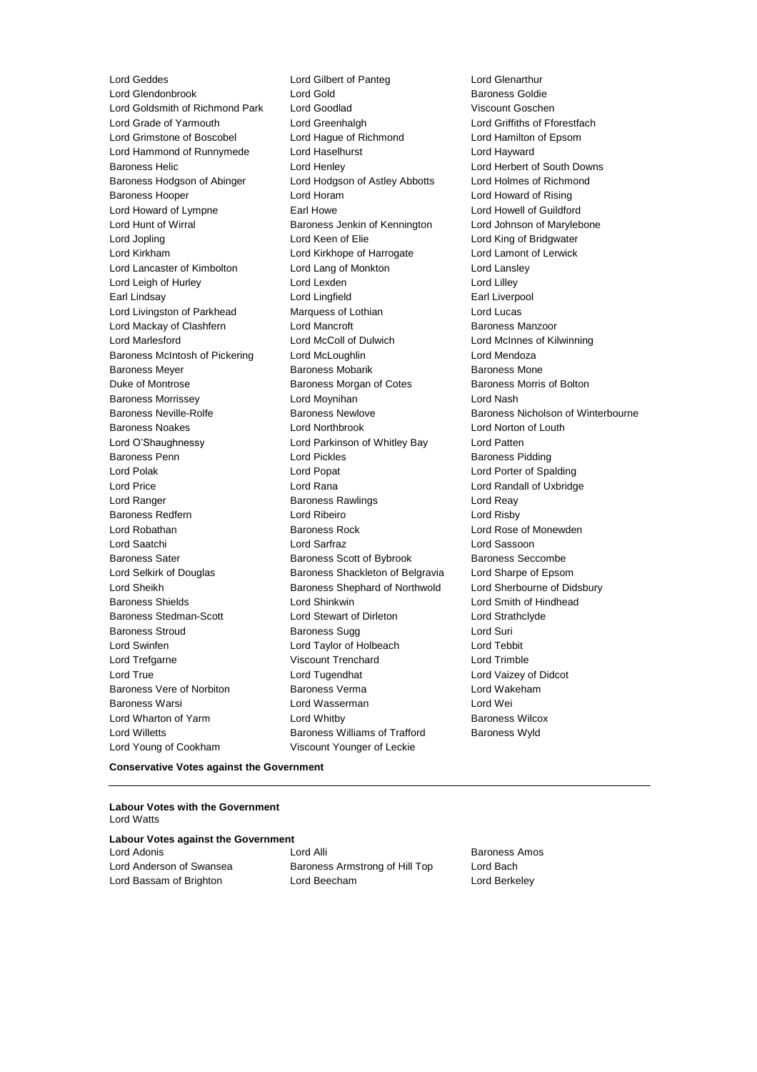Lord Geddes
Lord Gilbert of Panteg
Lord Glenarthur
Lord Glendonbrook
Lord Gold
Baroness Goldie
Lord Goldsmith of Richmond Park
Lord Goodlad
Viscount Goschen
Lord Grade of Yarmouth
Lord Greenhalgh
Lord Griffiths of Fforestfach
Lord Grimstone of Boscobel
Lord Hague of Richmond
Lord Hamilton of Epsom
Lord Hammond of Runnymede
Lord Haselhurst
Lord Hayward
Baroness Helic
Lord Henley
Lord Herbert of South Downs
Baroness Hodgson of Abinger
Lord Hodgson of Astley Abbotts
Lord Holmes of Richmond
Baroness Hooper
Lord Horam
Lord Howard of Rising
Lord Howard of Lympne
Earl Howe
Lord Howell of Guildford
Lord Hunt of Wirral
Baroness Jenkin of Kennington
Lord Johnson of Marylebone
Lord Jopling
Lord Keen of Elie
Lord King of Bridgwater
Lord Kirkham
Lord Kirkhope of Harrogate
Lord Lamont of Lerwick
Lord Lancaster of Kimbolton
Lord Lang of Monkton
Lord Lansley
Lord Leigh of Hurley
Lord Lexden
Lord Lilley
Earl Lindsay
Lord Lingfield
Earl Liverpool
Lord Livingston of Parkhead
Marquess of Lothian
Lord Lucas
Lord Mackay of Clashfern
Lord Mancroft
Baroness Manzoor
Lord Marlesford
Lord McColl of Dulwich
Lord McInnes of Kilwinning
Baroness McIntosh of Pickering
Lord McLoughlin
Lord Mendoza
Baroness Meyer
Baroness Mobarik
Baroness Mone
Duke of Montrose
Baroness Morgan of Cotes
Baroness Morris of Bolton
Baroness Morrissey
Lord Moynihan
Lord Nash
Baroness Neville-Rolfe
Baroness Newlove
Baroness Nicholson of Winterbourne
Baroness Noakes
Lord Northbrook
Lord Norton of Louth
Lord O'Shaughnessy
Lord Parkinson of Whitley Bay
Lord Patten
Baroness Penn
Lord Pickles
Baroness Pidding
Lord Polak
Lord Popat
Lord Porter of Spalding
Lord Price
Lord Rana
Lord Randall of Uxbridge
Lord Ranger
Baroness Rawlings
Lord Reay
Baroness Redfern
Lord Ribeiro
Lord Risby
Lord Robathan
Baroness Rock
Lord Rose of Monewden
Lord Saatchi
Lord Sarfraz
Lord Sassoon
Baroness Sater
Baroness Scott of Bybrook
Baroness Seccombe
Lord Selkirk of Douglas
Baroness Shackleton of Belgravia
Lord Sharpe of Epsom
Lord Sheikh
Baroness Shephard of Northwold
Lord Sherbourne of Didsbury
Baroness Shields
Lord Shinkwin
Lord Smith of Hindhead
Baroness Stedman-Scott
Lord Stewart of Dirleton
Lord Strathclyde
Baroness Stroud
Baroness Sugg
Lord Suri
Lord Swinfen
Lord Taylor of Holbeach
Lord Tebbit
Lord Trefgarne
Viscount Trenchard
Lord Trimble
Lord True
Lord Tugendhat
Lord Vaizey of Didcot
Baroness Vere of Norbiton
Baroness Verma
Lord Wakeham
Baroness Warsi
Lord Wasserman
Lord Wei
Lord Wharton of Yarm
Lord Whitby
Baroness Wilcox
Lord Willetts
Baroness Williams of Trafford
Baroness Wyld
Lord Young of Cookham
Viscount Younger of Leckie

**Conservative Votes against the Government**

---

**Labour Votes with the Government**
Lord Watts

**Labour Votes against the Government**
Lord Adonis
Lord Alli
Baroness Amos
Lord Anderson of Swansea
Baroness Armstrong of Hill Top
Lord Bach
Lord Bassam of Brighton
Lord Beecham
Lord Berkeley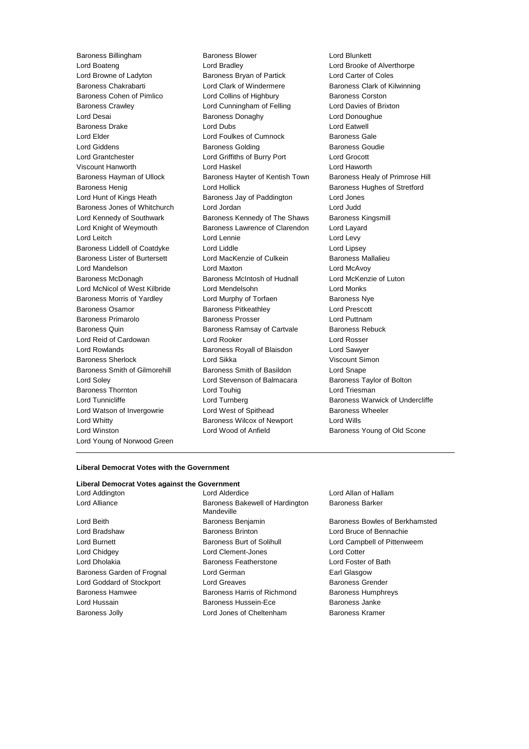Baroness Billingham
Baroness Blower
Lord Blunkett
Lord Boateng
Lord Bradley
Lord Brooke of Alverthorpe
Lord Browne of Ladyton
Baroness Bryan of Partick
Lord Carter of Coles
Baroness Chakrabarti
Lord Clark of Windermere
Baroness Clark of Kilwinning
Baroness Cohen of Pimlico
Lord Collins of Highbury
Baroness Corston
Baroness Crawley
Lord Cunningham of Felling
Lord Davies of Brixton
Lord Desai
Baroness Donaghy
Lord Donoughue
Baroness Drake
Lord Dubs
Lord Eatwell
Lord Elder
Lord Foulkes of Cumnock
Baroness Gale
Lord Giddens
Baroness Golding
Baroness Goudie
Lord Grantchester
Lord Griffiths of Burry Port
Lord Grocott
Viscount Hanworth
Lord Haskel
Lord Haworth
Baroness Hayman of Ullock
Baroness Hayter of Kentish Town
Baroness Healy of Primrose Hill
Baroness Henig
Lord Hollick
Baroness Hughes of Stretford
Lord Hunt of Kings Heath
Baroness Jay of Paddington
Lord Jones
Baroness Jones of Whitchurch
Lord Jordan
Lord Judd
Lord Kennedy of Southwark
Baroness Kennedy of The Shaws
Baroness Kingsmill
Lord Knight of Weymouth
Baroness Lawrence of Clarendon
Lord Layard
Lord Leitch
Lord Lennie
Lord Levy
Baroness Liddell of Coatdyke
Lord Liddle
Lord Lipsey
Baroness Lister of Burtersett
Lord MacKenzie of Culkein
Baroness Mallalieu
Lord Mandelson
Lord Maxton
Lord McAvoy
Baroness McDonagh
Baroness McIntosh of Hudnall
Lord McKenzie of Luton
Lord McNicol of West Kilbride
Lord Mendelsohn
Lord Monks
Baroness Morris of Yardley
Lord Murphy of Torfaen
Baroness Nye
Baroness Osamor
Baroness Pitkeathley
Lord Prescott
Baroness Primarolo
Baroness Prosser
Lord Puttnam
Baroness Quin
Baroness Ramsay of Cartvale
Baroness Rebuck
Lord Reid of Cardowan
Lord Rooker
Lord Rosser
Lord Rowlands
Baroness Royall of Blaisdon
Lord Sawyer
Baroness Sherlock
Lord Sikka
Viscount Simon
Baroness Smith of Gilmorehill
Baroness Smith of Basildon
Lord Snape
Lord Soley
Lord Stevenson of Balmacara
Baroness Taylor of Bolton
Baroness Thornton
Lord Touhig
Lord Triesman
Lord Tunnicliffe
Lord Turnberg
Baroness Warwick of Undercliffe
Lord Watson of Invergowrie
Lord West of Spithead
Baroness Wheeler
Lord Whitty
Baroness Wilcox of Newport
Lord Wills
Lord Winston
Lord Wood of Anfield
Baroness Young of Old Scone
Lord Young of Norwood Green

---

**Liberal Democrat Votes with the Government**

**Liberal Democrat Votes against the Government**

Lord Addington
Lord Alderdice
Lord Allan of Hallam
Lord Alliance
Baroness Bakewell of Hardington Mandeville
Baroness Barker
Lord Beith
Baroness Benjamin
Baroness Bowles of Berkhamsted
Lord Bradshaw
Baroness Brinton
Lord Bruce of Bennachie
Lord Burnett
Baroness Burt of Solihull
Lord Campbell of Pittenweem
Lord Chidgey
Lord Clement-Jones
Lord Cotter
Lord Dholakia
Baroness Featherstone
Lord Foster of Bath
Baroness Garden of Frognal
Lord German
Earl Glasgow
Lord Goddard of Stockport
Lord Greaves
Baroness Grender
Baroness Hamwee
Baroness Harris of Richmond
Baroness Humphreys
Lord Hussain
Baroness Hussein-Ece
Baroness Janke
Baroness Jolly
Lord Jones of Cheltenham
Baroness Kramer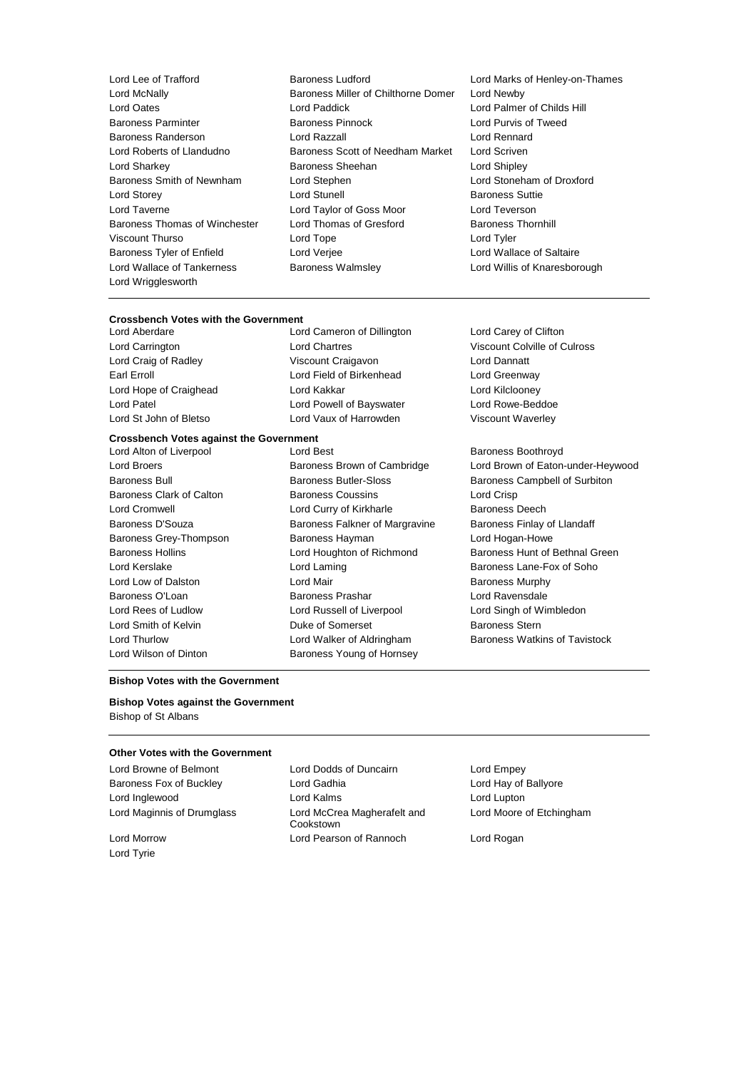Lord Lee of Trafford
Baroness Ludford
Lord Marks of Henley-on-Thames
Lord McNally
Baroness Miller of Chilthorne Domer
Lord Newby
Lord Oates
Lord Paddick
Lord Palmer of Childs Hill
Baroness Parminter
Baroness Pinnock
Lord Purvis of Tweed
Baroness Randerson
Lord Razzall
Lord Rennard
Lord Roberts of Llandudno
Baroness Scott of Needham Market
Lord Scriven
Lord Sharkey
Baroness Sheehan
Lord Shipley
Baroness Smith of Newnham
Lord Stephen
Lord Stoneham of Droxford
Lord Storey
Lord Stunell
Baroness Suttie
Lord Taverne
Lord Taylor of Goss Moor
Lord Teverson
Baroness Thomas of Winchester
Lord Thomas of Gresford
Baroness Thornhill
Viscount Thurso
Lord Tope
Lord Tyler
Baroness Tyler of Enfield
Lord Verjee
Lord Wallace of Saltaire
Lord Wallace of Tankerness
Baroness Walmsley
Lord Willis of Knaresborough
Lord Wrigglesworth

---

**Crossbench Votes with the Government**

Lord Aberdare
Lord Cameron of Dillington
Lord Carey of Clifton
Lord Carrington
Lord Chartres
Viscount Colville of Culross
Lord Craig of Radley
Viscount Craigavon
Lord Dannatt
Earl Erroll
Lord Field of Birkenhead
Lord Greenway
Lord Hope of Craighead
Lord Kakkar
Lord Kilclooney
Lord Patel
Lord Powell of Bayswater
Lord Rowe-Beddoe
Lord St John of Bletso
Lord Vaux of Harrowden
Viscount Waverley

**Crossbench Votes against the Government**

Lord Alton of Liverpool
Lord Best
Baroness Boothroyd
Lord Broers
Baroness Brown of Cambridge
Lord Brown of Eaton-under-Heywood
Baroness Bull
Baroness Butler-Sloss
Baroness Campbell of Surbiton
Baroness Clark of Calton
Baroness Coussins
Lord Crisp
Lord Cromwell
Lord Curry of Kirkharle
Baroness Deech
Baroness D'Souza
Baroness Falkner of Margravine
Baroness Finlay of Llandaff
Baroness Grey-Thompson
Baroness Hayman
Lord Hogan-Howe
Baroness Hollins
Lord Houghton of Richmond
Baroness Hunt of Bethnal Green
Lord Kerslake
Lord Laming
Baroness Lane-Fox of Soho
Lord Low of Dalston
Lord Mair
Baroness Murphy
Baroness O'Loan
Baroness Prashar
Lord Ravensdale
Lord Rees of Ludlow
Lord Russell of Liverpool
Lord Singh of Wimbledon
Lord Smith of Kelvin
Duke of Somerset
Baroness Stern
Lord Thurlow
Lord Walker of Aldringham
Baroness Watkins of Tavistock
Lord Wilson of Dinton
Baroness Young of Hornsey

---

**Bishop Votes with the Government**

**Bishop Votes against the Government**

Bishop of St Albans

---

**Other Votes with the Government**

Lord Browne of Belmont
Lord Dodds of Duncairn
Lord Empey
Baroness Fox of Buckley
Lord Gadhia
Lord Hay of Ballyore
Lord Inglewood
Lord Kalms
Lord Lupton
Lord Maginnis of Drumglass
Lord McCrea Magherafelt and Cookstown
Lord Moore of Etchingham
Lord Morrow
Lord Pearson of Rannoch
Lord Rogan
Lord Tyrie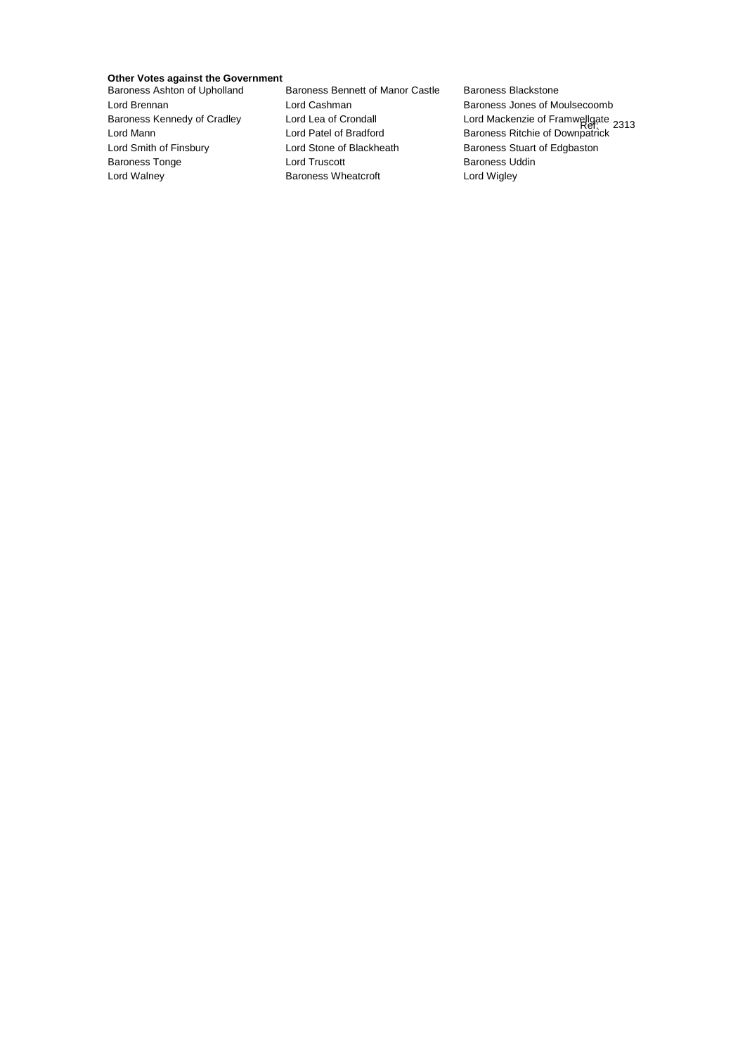**Other Votes against the Government**

Baroness Ashton of Upholland
Baroness Bennett of Manor Castle
Baroness Blackstone
Lord Brennan
Lord Cashman
Baroness Jones of Moulsecoomb
Baroness Kennedy of Cradley
Lord Lea of Crondall
Lord Mackenzie of Framwellgate
Lord Mann
Lord Patel of Bradford
Baroness Ritchie of Downpatrick
Lord Smith of Finsbury
Lord Stone of Blackheath
Baroness Stuart of Edgbaston
Baroness Tonge
Lord Truscott
Baroness Uddin
Lord Walney
Baroness Wheatcroft
Lord Wigley

Ref: 2313